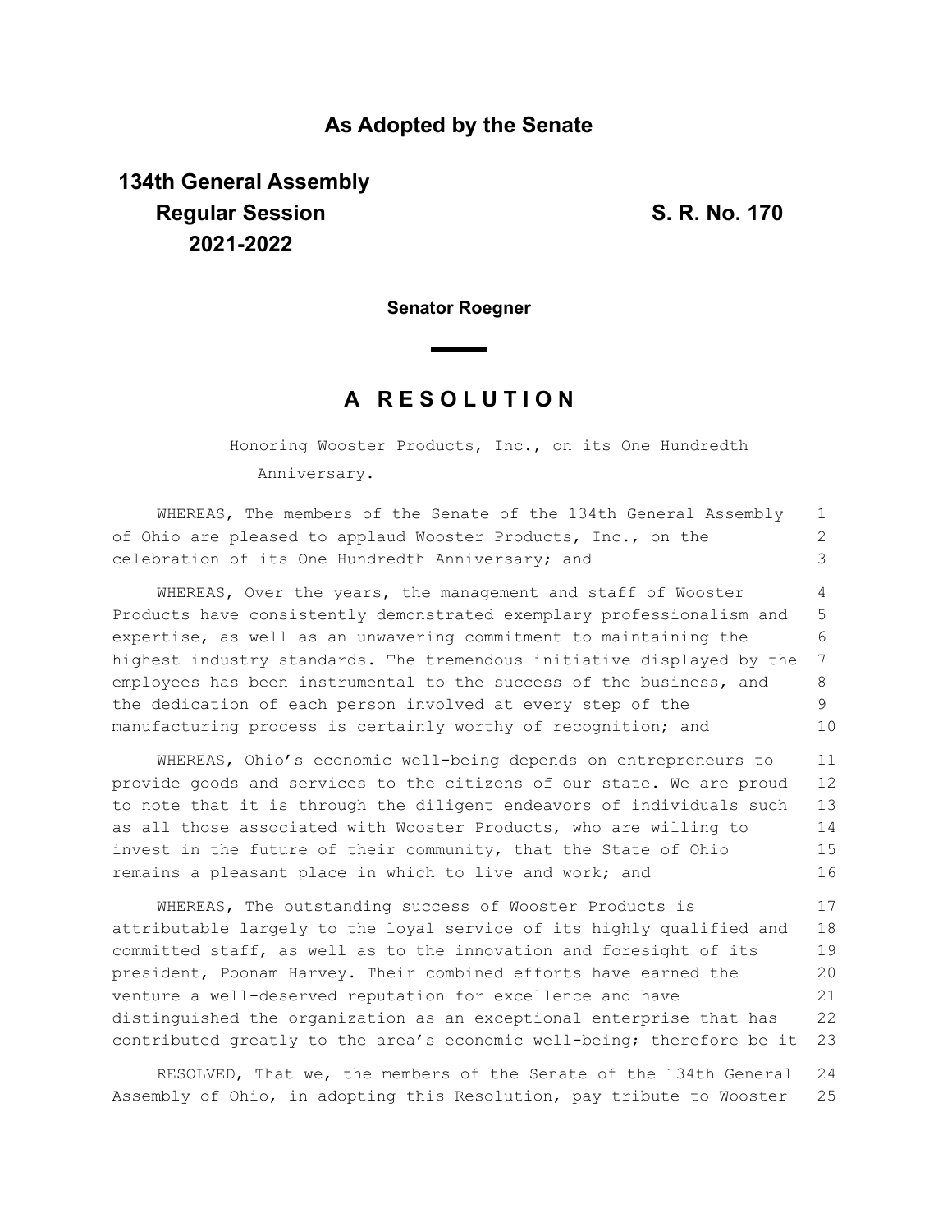# As Adopted by the Senate

**134th General Assembly**
**Regular Session**
**2021-2022**

**S. R. No. 170**

**Senator Roegner**

## A RESOLUTION

Honoring Wooster Products, Inc., on its One Hundredth Anniversary.

WHEREAS, The members of the Senate of the 134th General Assembly of Ohio are pleased to applaud Wooster Products, Inc., on the celebration of its One Hundredth Anniversary; and

WHEREAS, Over the years, the management and staff of Wooster Products have consistently demonstrated exemplary professionalism and expertise, as well as an unwavering commitment to maintaining the highest industry standards. The tremendous initiative displayed by the employees has been instrumental to the success of the business, and the dedication of each person involved at every step of the manufacturing process is certainly worthy of recognition; and

WHEREAS, Ohio's economic well-being depends on entrepreneurs to provide goods and services to the citizens of our state. We are proud to note that it is through the diligent endeavors of individuals such as all those associated with Wooster Products, who are willing to invest in the future of their community, that the State of Ohio remains a pleasant place in which to live and work; and

WHEREAS, The outstanding success of Wooster Products is attributable largely to the loyal service of its highly qualified and committed staff, as well as to the innovation and foresight of its president, Poonam Harvey. Their combined efforts have earned the venture a well-deserved reputation for excellence and have distinguished the organization as an exceptional enterprise that has contributed greatly to the area's economic well-being; therefore be it

RESOLVED, That we, the members of the Senate of the 134th General Assembly of Ohio, in adopting this Resolution, pay tribute to Wooster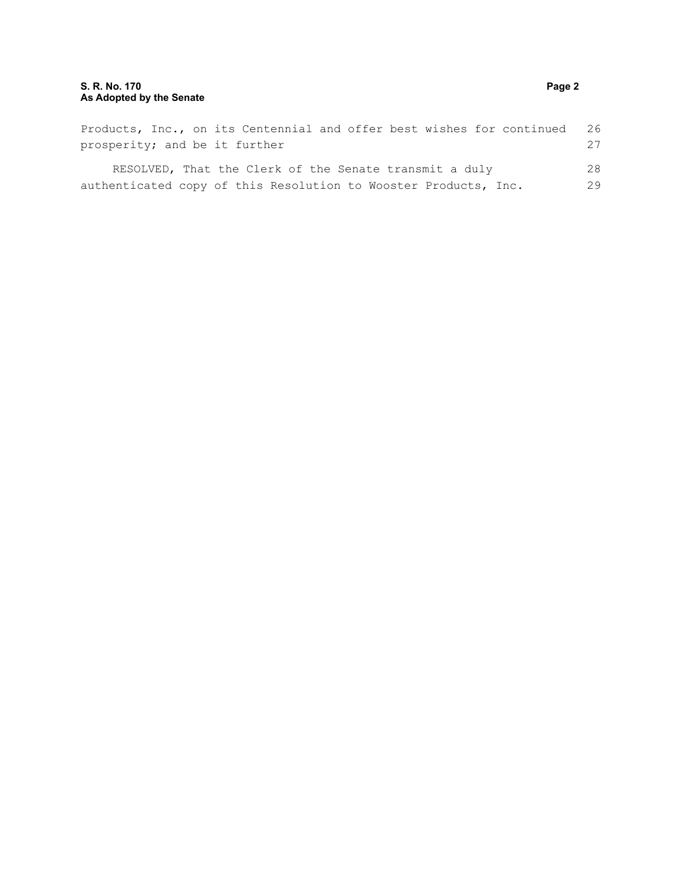Products, Inc., on its Centennial and offer best wishes for continued prosperity; and be it further

RESOLVED, That the Clerk of the Senate transmit a duly authenticated copy of this Resolution to Wooster Products, Inc.